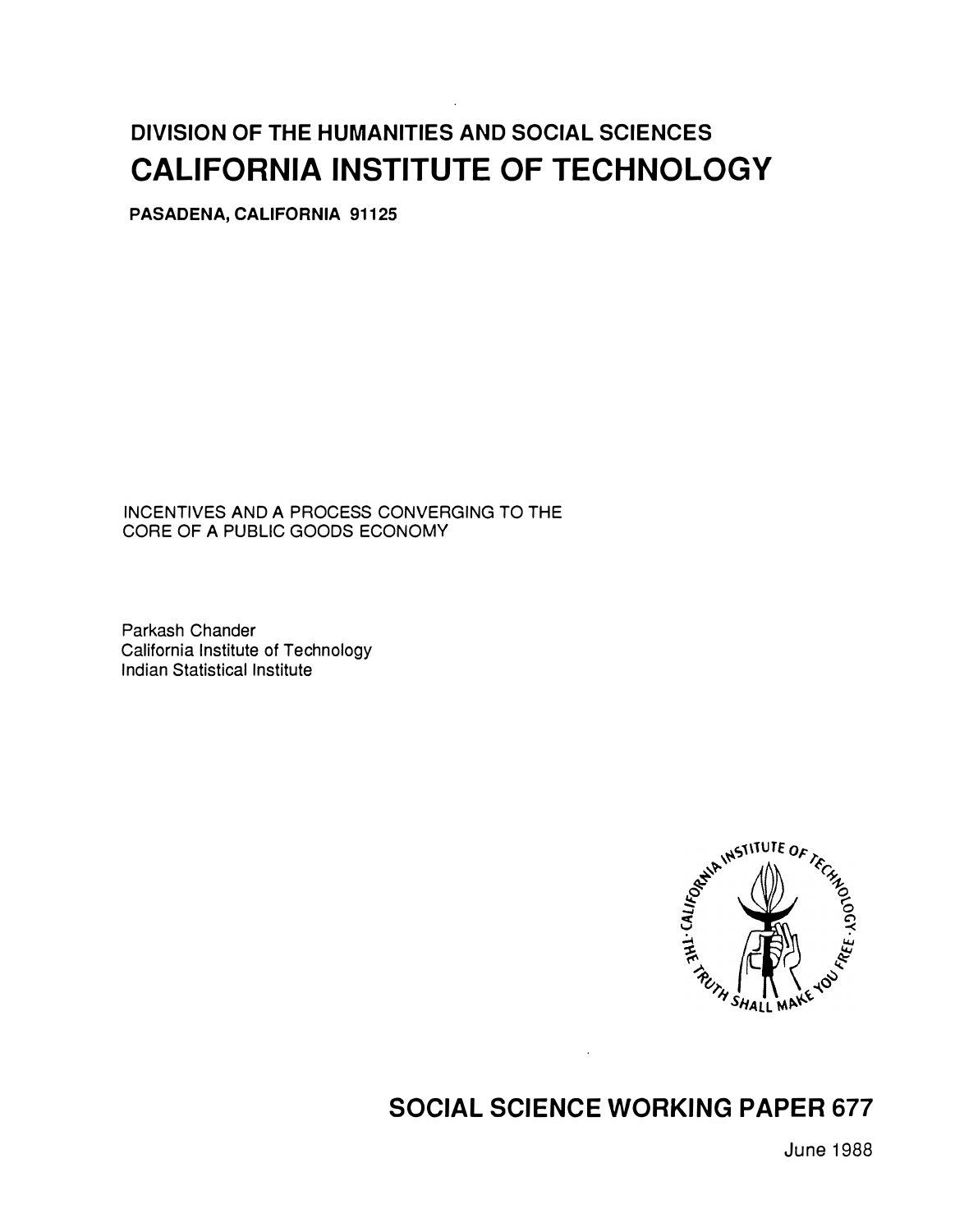**DIVISION OF THE HUMANITIES AND SOCIAL SCIENCES**

# CALIFORNIA INSTITUTE OF TECHNOLOGY

**PASADENA, CALIFORNIA 91125**

INCENTIVES AND A PROCESS CONVERGING TO THE CORE OF A PUBLIC GOODS ECONOMY

Parkash Chander
California Institute of Technology
Indian Statistical Institute

## SOCIAL SCIENCE WORKING PAPER 677

June 1988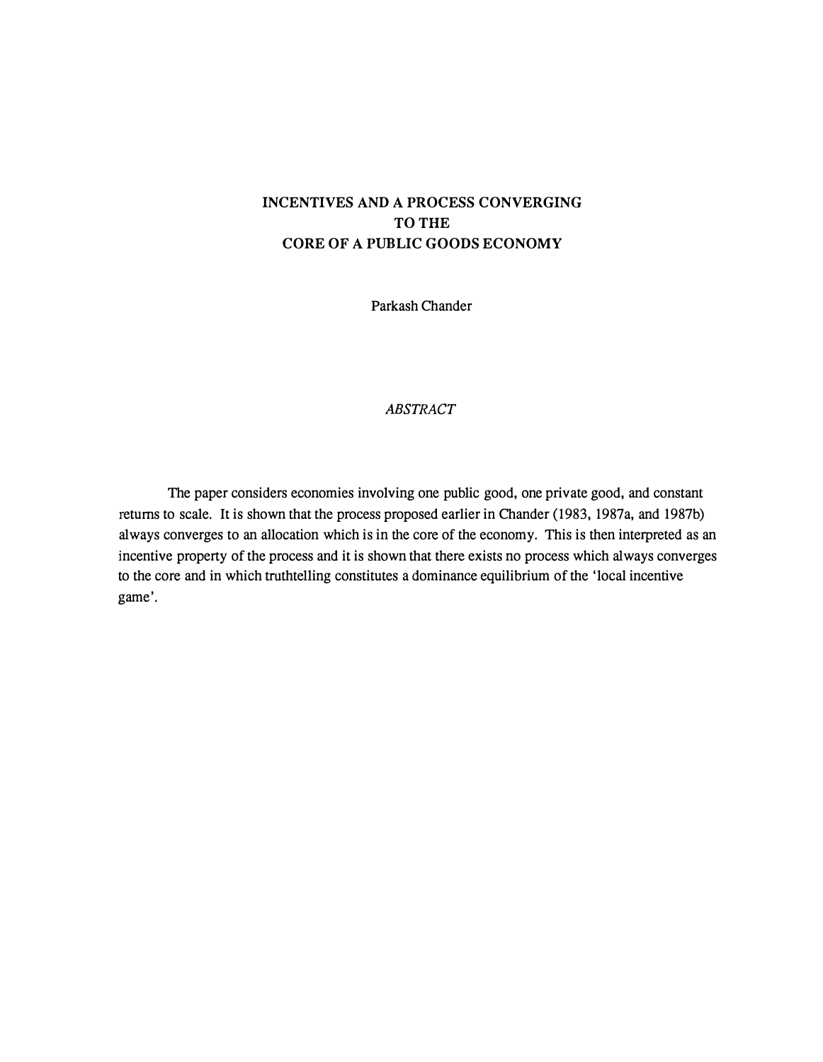# INCENTIVES AND A PROCESS CONVERGING TO THE CORE OF A PUBLIC GOODS ECONOMY

Parkash Chander

*ABSTRACT*

The paper considers economies involving one public good, one private good, and constant returns to scale. It is shown that the process proposed earlier in Chander (1983, 1987a, and 1987b) always converges to an allocation which is in the core of the economy. This is then interpreted as an incentive property of the process and it is shown that there exists no process which always converges to the core and in which truthtelling constitutes a dominance equilibrium of the 'local incentive game'.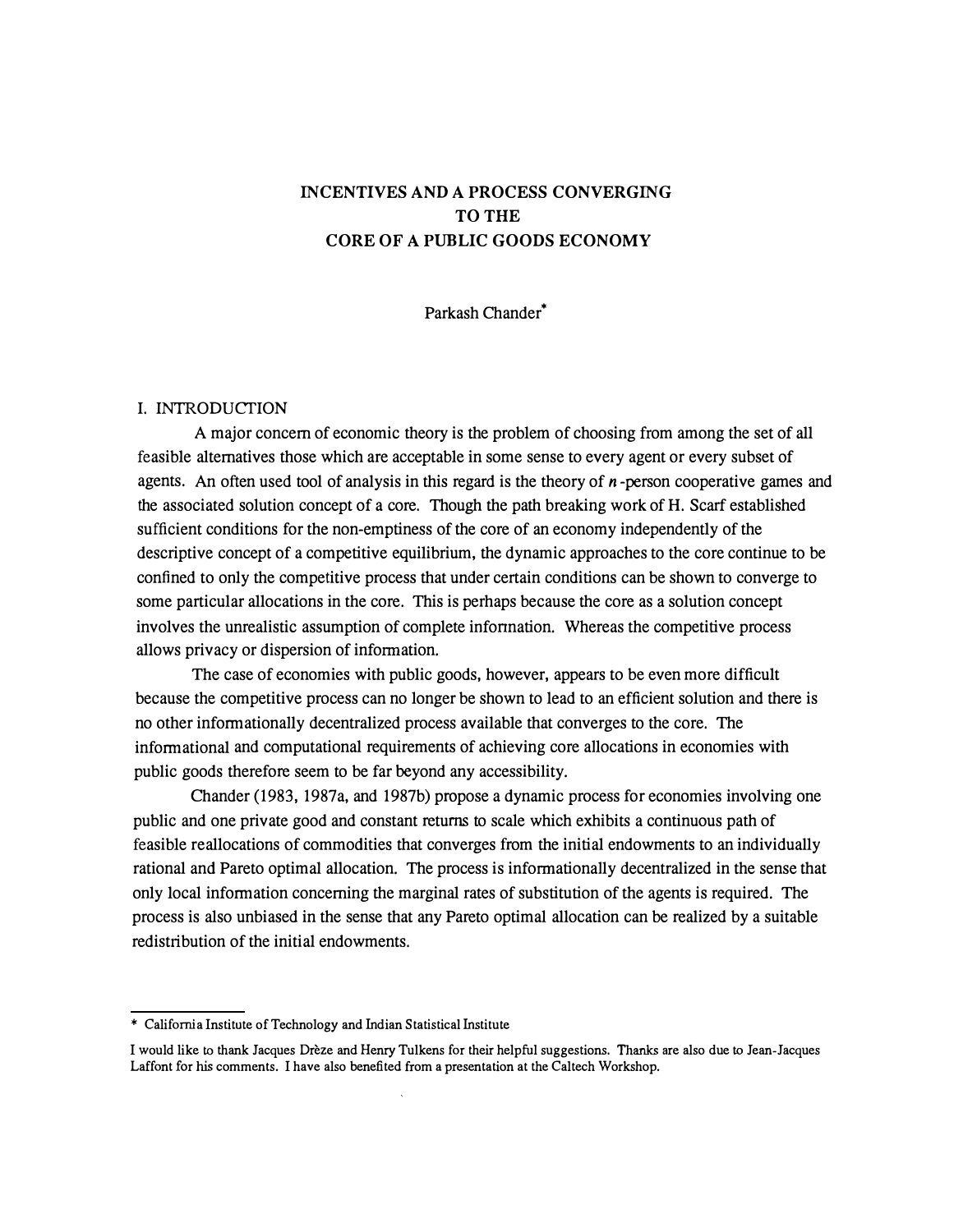# INCENTIVES AND A PROCESS CONVERGING TO THE CORE OF A PUBLIC GOODS ECONOMY

Parkash Chander*

## I. INTRODUCTION

A major concern of economic theory is the problem of choosing from among the set of all feasible alternatives those which are acceptable in some sense to every agent or every subset of agents. An often used tool of analysis in this regard is the theory of $n$-person cooperative games and the associated solution concept of a core. Though the path breaking work of H. Scarf established sufficient conditions for the non-emptiness of the core of an economy independently of the descriptive concept of a competitive equilibrium, the dynamic approaches to the core continue to be confined to only the competitive process that under certain conditions can be shown to converge to some particular allocations in the core. This is perhaps because the core as a solution concept involves the unrealistic assumption of complete information. Whereas the competitive process allows privacy or dispersion of information.

The case of economies with public goods, however, appears to be even more difficult because the competitive process can no longer be shown to lead to an efficient solution and there is no other informationally decentralized process available that converges to the core. The informational and computational requirements of achieving core allocations in economies with public goods therefore seem to be far beyond any accessibility.

Chander (1983, 1987a, and 1987b) propose a dynamic process for economies involving one public and one private good and constant returns to scale which exhibits a continuous path of feasible reallocations of commodities that converges from the initial endowments to an individually rational and Pareto optimal allocation. The process is informationally decentralized in the sense that only local information concerning the marginal rates of substitution of the agents is required. The process is also unbiased in the sense that any Pareto optimal allocation can be realized by a suitable redistribution of the initial endowments.

---

* California Institute of Technology and Indian Statistical Institute

I would like to thank Jacques Drèze and Henry Tulkens for their helpful suggestions. Thanks are also due to Jean-Jacques Laffont for his comments. I have also benefited from a presentation at the Caltech Workshop.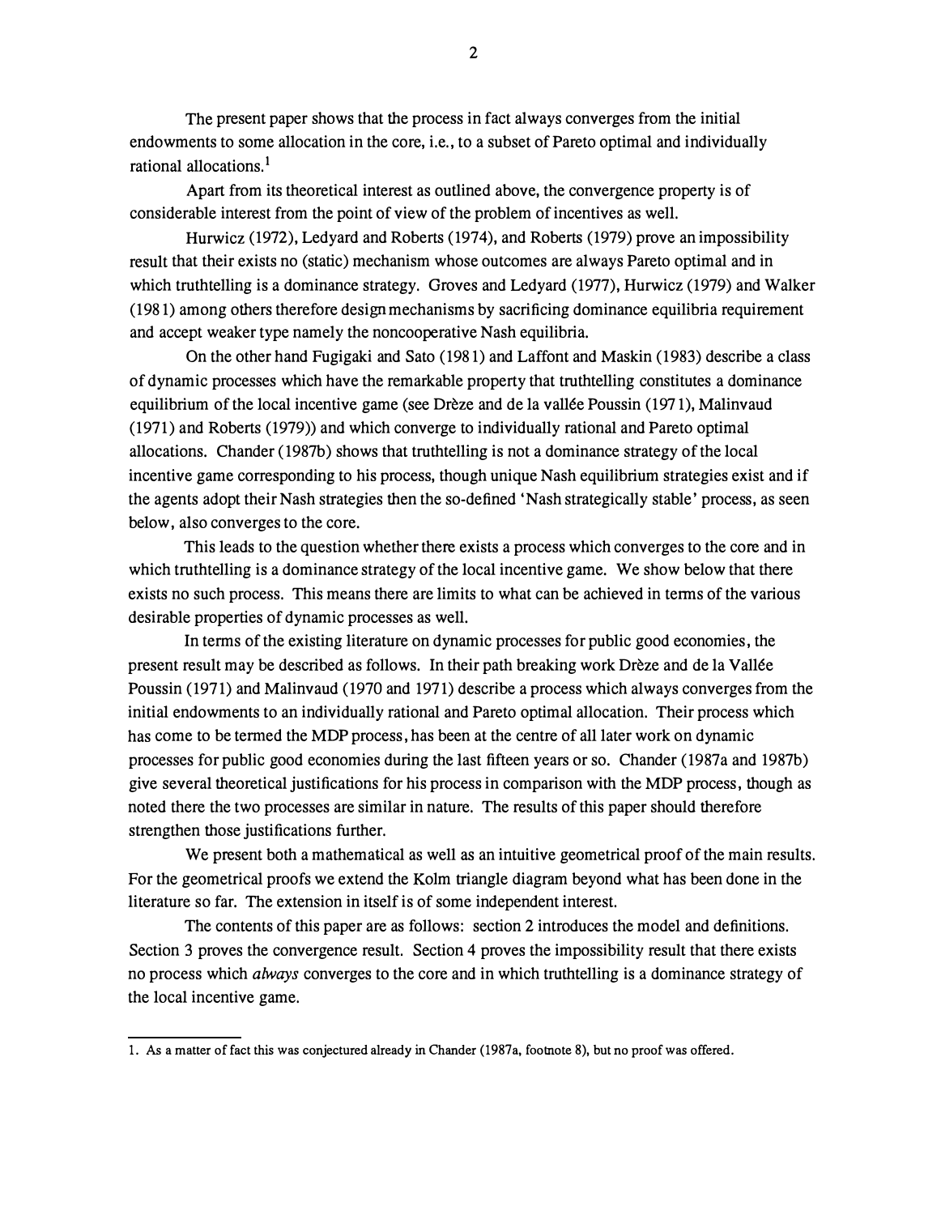The present paper shows that the process in fact always converges from the initial endowments to some allocation in the core, i.e., to a subset of Pareto optimal and individually rational allocations.[1]

Apart from its theoretical interest as outlined above, the convergence property is of considerable interest from the point of view of the problem of incentives as well.

Hurwicz (1972), Ledyard and Roberts (1974), and Roberts (1979) prove an impossibility result that their exists no (static) mechanism whose outcomes are always Pareto optimal and in which truthtelling is a dominance strategy. Groves and Ledyard (1977), Hurwicz (1979) and Walker (1981) among others therefore design mechanisms by sacrificing dominance equilibria requirement and accept weaker type namely the noncooperative Nash equilibria.

On the other hand Fugigaki and Sato (1981) and Laffont and Maskin (1983) describe a class of dynamic processes which have the remarkable property that truthtelling constitutes a dominance equilibrium of the local incentive game (see Drèze and de la vallée Poussin (1971), Malinvaud (1971) and Roberts (1979)) and which converge to individually rational and Pareto optimal allocations. Chander (1987b) shows that truthtelling is not a dominance strategy of the local incentive game corresponding to his process, though unique Nash equilibrium strategies exist and if the agents adopt their Nash strategies then the so-defined 'Nash strategically stable' process, as seen below, also converges to the core.

This leads to the question whether there exists a process which converges to the core and in which truthtelling is a dominance strategy of the local incentive game. We show below that there exists no such process. This means there are limits to what can be achieved in terms of the various desirable properties of dynamic processes as well.

In terms of the existing literature on dynamic processes for public good economies, the present result may be described as follows. In their path breaking work Drèze and de la Vallée Poussin (1971) and Malinvaud (1970 and 1971) describe a process which always converges from the initial endowments to an individually rational and Pareto optimal allocation. Their process which has come to be termed the MDP process, has been at the centre of all later work on dynamic processes for public good economies during the last fifteen years or so. Chander (1987a and 1987b) give several theoretical justifications for his process in comparison with the MDP process, though as noted there the two processes are similar in nature. The results of this paper should therefore strengthen those justifications further.

We present both a mathematical as well as an intuitive geometrical proof of the main results. For the geometrical proofs we extend the Kolm triangle diagram beyond what has been done in the literature so far. The extension in itself is of some independent interest.

The contents of this paper are as follows: section 2 introduces the model and definitions. Section 3 proves the convergence result. Section 4 proves the impossibility result that there exists no process which *always* converges to the core and in which truthtelling is a dominance strategy of the local incentive game.

---

[1] As a matter of fact this was conjectured already in Chander (1987a, footnote 8), but no proof was offered.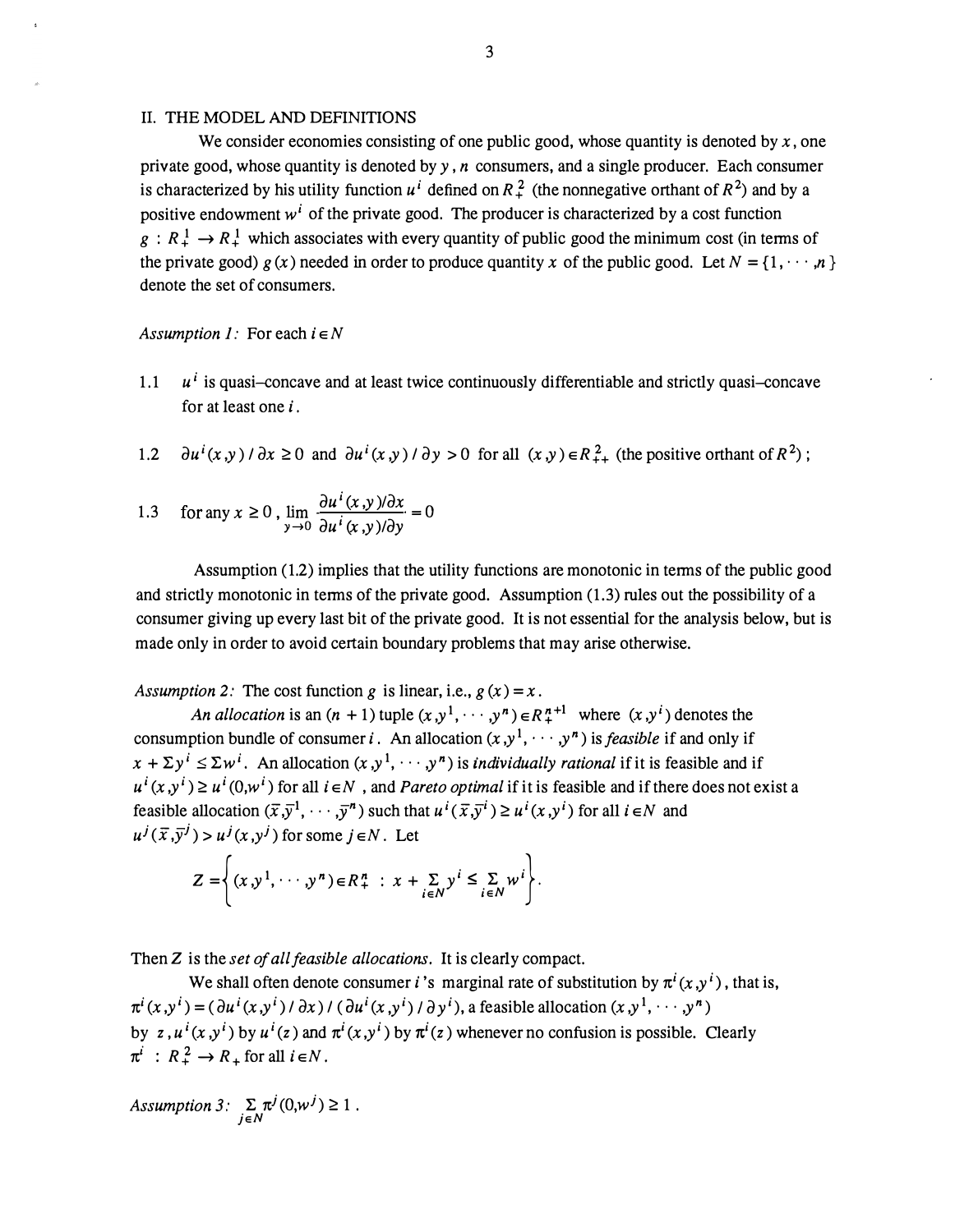## II. THE MODEL AND DEFINITIONS

We consider economies consisting of one public good, whose quantity is denoted by $x$, one private good, whose quantity is denoted by $y$, $n$ consumers, and a single producer. Each consumer is characterized by his utility function $u^i$ defined on $R^2_+$ (the nonnegative orthant of $R^2$) and by a positive endowment $w^i$ of the private good. The producer is characterized by a cost function $g : R^1_+ \rightarrow R^1_+$ which associates with every quantity of public good the minimum cost (in terms of the private good) $g(x)$ needed in order to produce quantity $x$ of the public good. Let $N = \{1, \cdots, n\}$ denote the set of consumers.

*Assumption 1:* For each $i \in N$

1.1 $u^i$ is quasi–concave and at least twice continuously differentiable and strictly quasi–concave for at least one $i$.

1.2 $\partial u^i(x,y) / \partial x \geq 0$ and $\partial u^i(x,y) / \partial y > 0$ for all $(x,y) \in R^2_{++}$ (the positive orthant of $R^2$);

1.3 for any $x \geq 0$, $\lim\limits_{y \to 0} \dfrac{\partial u^i(x,y)/\partial x}{\partial u^i(x,y)/\partial y} = 0$

Assumption (1.2) implies that the utility functions are monotonic in terms of the public good and strictly monotonic in terms of the private good. Assumption (1.3) rules out the possibility of a consumer giving up every last bit of the private good. It is not essential for the analysis below, but is made only in order to avoid certain boundary problems that may arise otherwise.

*Assumption 2:* The cost function $g$ is linear, i.e., $g(x) = x$.

*An allocation* is an $(n+1)$ tuple $(x, y^1, \cdots, y^n) \in R^{n+1}_+$ where $(x, y^i)$ denotes the consumption bundle of consumer $i$. An allocation $(x, y^1, \cdots, y^n)$ is *feasible* if and only if $x + \Sigma y^i \leq \Sigma w^i$. An allocation $(x, y^1, \cdots, y^n)$ is *individually rational* if it is feasible and if $u^i(x, y^i) \geq u^i(0, w^i)$ for all $i \in N$, and *Pareto optimal* if it is feasible and if there does not exist a feasible allocation $(\bar{x}, \bar{y}^1, \cdots, \bar{y}^n)$ such that $u^i(\bar{x}, \bar{y}^i) \geq u^i(x, y^i)$ for all $i \in N$ and $u^j(\bar{x}, \bar{y}^j) > u^j(x, y^j)$ for some $j \in N$. Let

$$Z = \left\{ (x, y^1, \cdots, y^n) \in R^n_+ \; : \; x + \sum_{i \in N} y^i \leq \sum_{i \in N} w^i \right\}.$$

Then $Z$ is the *set of all feasible allocations*. It is clearly compact.

We shall often denote consumer $i$'s marginal rate of substitution by $\pi^i(x, y^i)$, that is, $\pi^i(x, y^i) = (\partial u^i(x, y^i) / \partial x) / (\partial u^i(x, y^i) / \partial y^i)$, a feasible allocation $(x, y^1, \cdots, y^n)$ by $z$, $u^i(x, y^i)$ by $u^i(z)$ and $\pi^i(x, y^i)$ by $\pi^i(z)$ whenever no confusion is possible. Clearly $\pi^i : R^2_+ \rightarrow R_+$ for all $i \in N$.

*Assumption 3:* $\sum\limits_{j \in N} \pi^j(0, w^j) \geq 1$.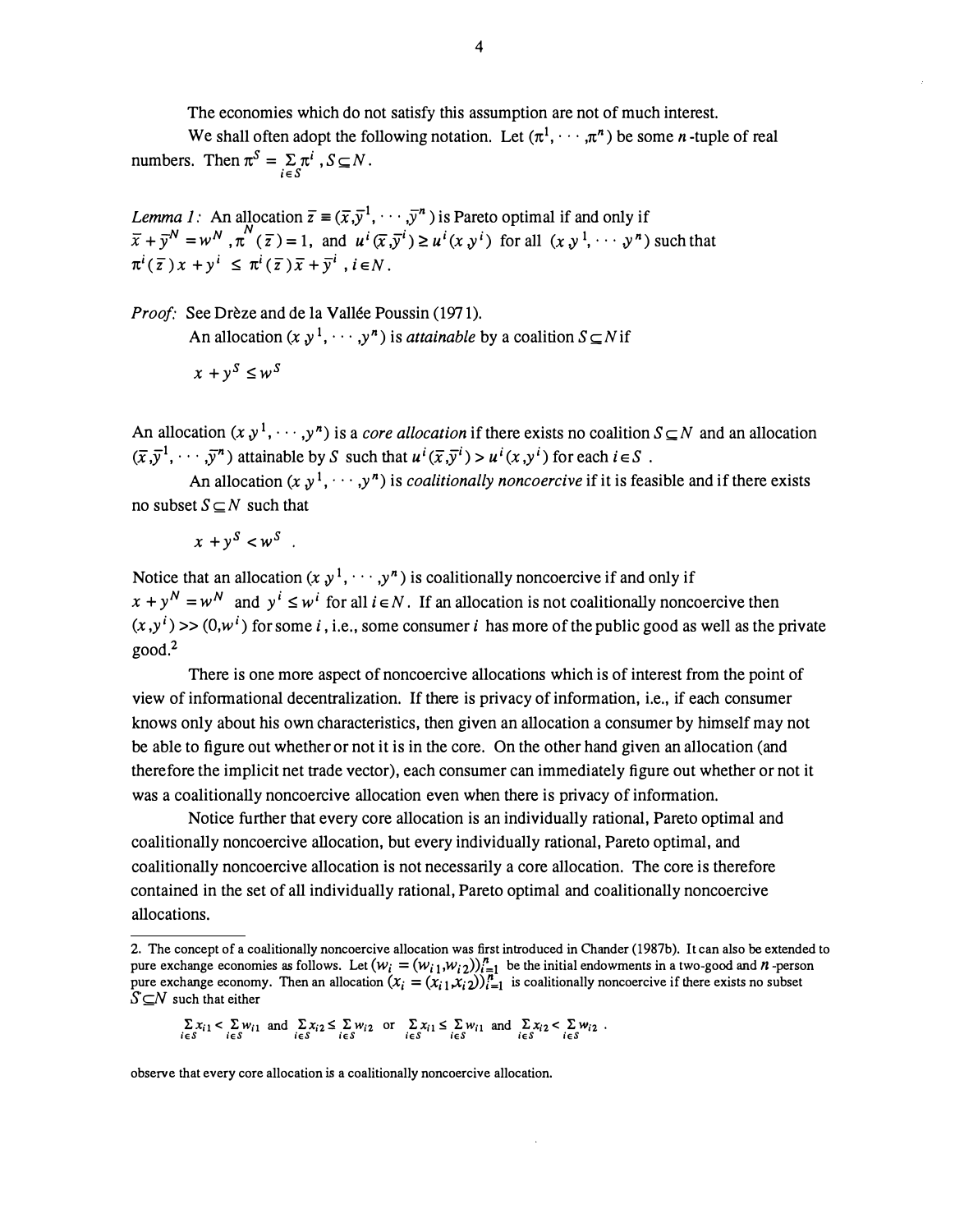The economies which do not satisfy this assumption are not of much interest.

We shall often adopt the following notation. Let $(\pi^1, \cdots, \pi^n)$ be some $n$-tuple of real numbers. Then $\pi^S = \sum_{i \in S} \pi^i, S \subseteq N$.

*Lemma 1:* An allocation $\bar{z} \equiv (\bar{x}, \bar{y}^1, \cdots, \bar{y}^n)$ is Pareto optimal if and only if $\bar{x} + \bar{y}^N = w^N$, $\pi^N(\bar{z}) = 1$, and $u^i(\bar{x}, \bar{y}^i) \geq u^i(x, y^i)$ for all $(x, y^1, \cdots, y^n)$ such that $\pi^i(\bar{z})x + y^i \leq \pi^i(\bar{z})\bar{x} + \bar{y}^i$, $i \in N$.

*Proof:* See Drèze and de la Vallée Poussin (1971).

An allocation $(x, y^1, \cdots, y^n)$ is *attainable* by a coalition $S \subseteq N$ if

$$x + y^S \leq w^S$$

An allocation $(x, y^1, \cdots, y^n)$ is a *core allocation* if there exists no coalition $S \subseteq N$ and an allocation $(\bar{x}, \bar{y}^1, \cdots, \bar{y}^n)$ attainable by $S$ such that $u^i(\bar{x}, \bar{y}^i) > u^i(x, y^i)$ for each $i \in S$.

An allocation $(x, y^1, \cdots, y^n)$ is *coalitionally noncoercive* if it is feasible and if there exists no subset $S \subseteq N$ such that

$$x + y^S < w^S \quad .$$

Notice that an allocation $(x, y^1, \cdots, y^n)$ is coalitionally noncoercive if and only if $x + y^N = w^N$ and $y^i \leq w^i$ for all $i \in N$. If an allocation is not coalitionally noncoercive then $(x, y^i) >> (0, w^i)$ for some $i$, i.e., some consumer $i$ has more of the public good as well as the private good.[2]

There is one more aspect of noncoercive allocations which is of interest from the point of view of informational decentralization. If there is privacy of information, i.e., if each consumer knows only about his own characteristics, then given an allocation a consumer by himself may not be able to figure out whether or not it is in the core. On the other hand given an allocation (and therefore the implicit net trade vector), each consumer can immediately figure out whether or not it was a coalitionally noncoercive allocation even when there is privacy of information.

Notice further that every core allocation is an individually rational, Pareto optimal and coalitionally noncoercive allocation, but every individually rational, Pareto optimal, and coalitionally noncoercive allocation is not necessarily a core allocation. The core is therefore contained in the set of all individually rational, Pareto optimal and coalitionally noncoercive allocations.

---

2. The concept of a coalitionally noncoercive allocation was first introduced in Chander (1987b). It can also be extended to pure exchange economies as follows. Let $(w_i = (w_{i1}, w_{i2}))_{i=1}^n$ be the initial endowments in a two-good and $n$-person pure exchange economy. Then an allocation $(x_i = (x_{i1}, x_{i2}))_{i=1}^n$ is coalitionally noncoercive if there exists no subset $S \subseteq N$ such that either

$$\sum_{i \in S} x_{i1} < \sum_{i \in S} w_{i1} \text{ and } \sum_{i \in S} x_{i2} \leq \sum_{i \in S} w_{i2} \text{ or } \sum_{i \in S} x_{i1} \leq \sum_{i \in S} w_{i1} \text{ and } \sum_{i \in S} x_{i2} < \sum_{i \in S} w_{i2} .$$

observe that every core allocation is a coalitionally noncoercive allocation.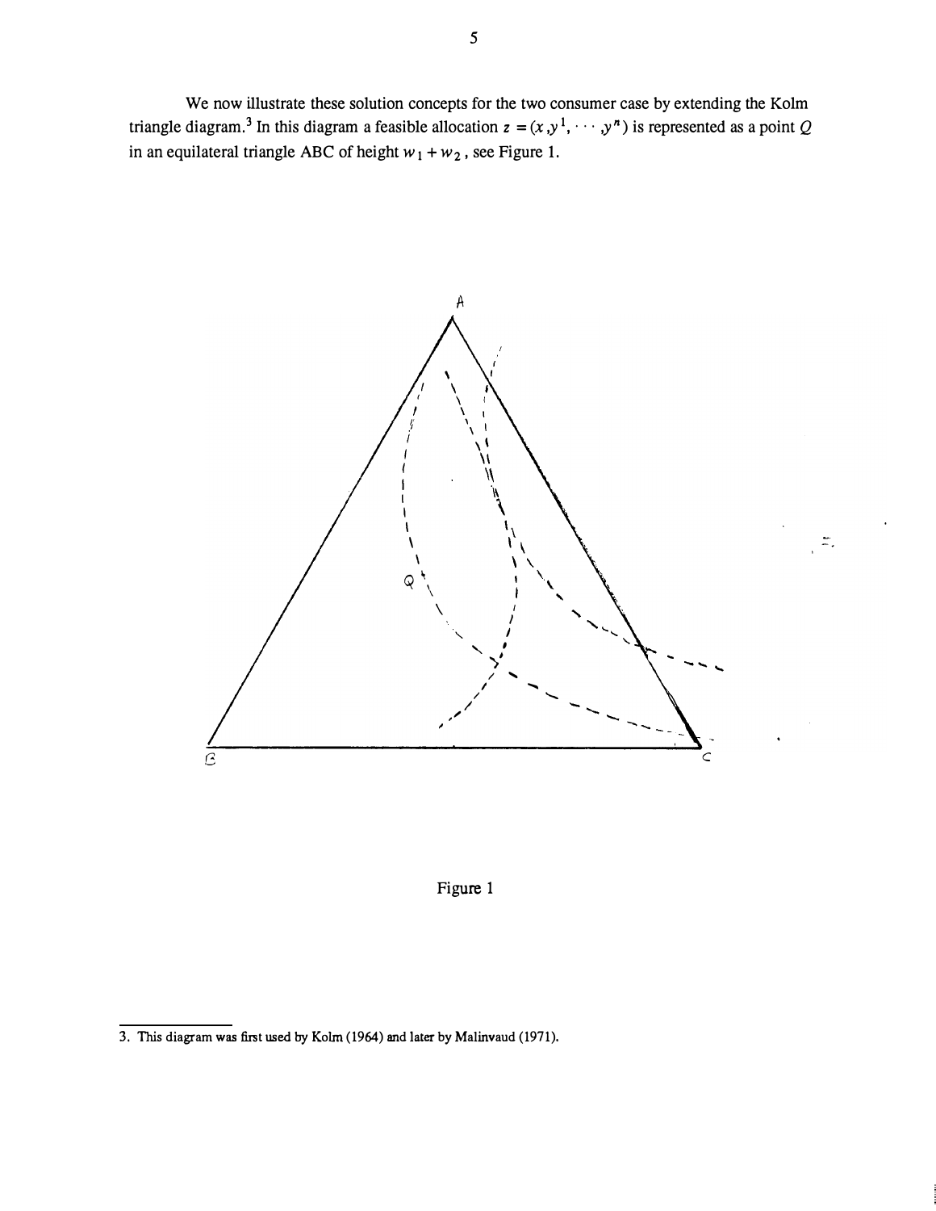We now illustrate these solution concepts for the two consumer case by extending the Kolm triangle diagram.[3] In this diagram a feasible allocation $z = (x, y^1, \cdots, y^n)$ is represented as a point $Q$ in an equilateral triangle ABC of height $w_1 + w_2$, see Figure 1.

Figure 1

3. This diagram was first used by Kolm (1964) and later by Malinvaud (1971).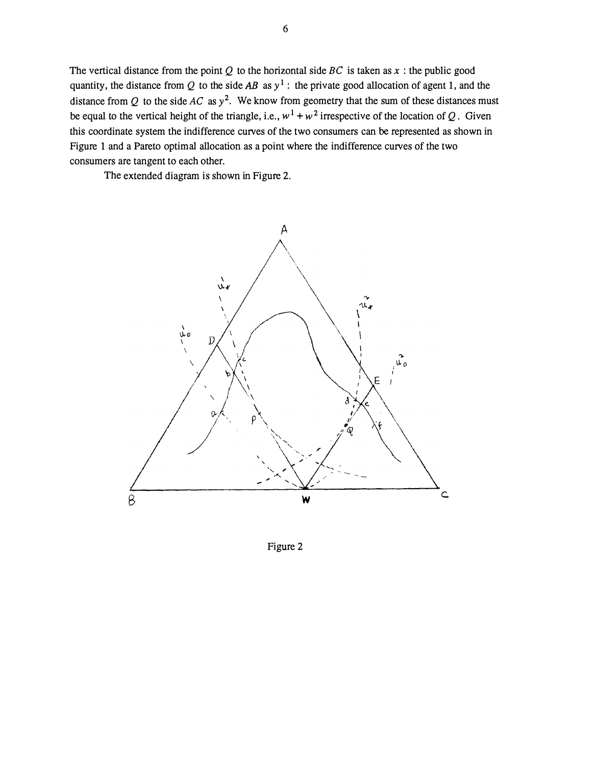The vertical distance from the point $Q$ to the horizontal side $BC$ is taken as $x$ : the public good quantity, the distance from $Q$ to the side $AB$ as $y^1$ : the private good allocation of agent 1, and the distance from $Q$ to the side $AC$ as $y^2$. We know from geometry that the sum of these distances must be equal to the vertical height of the triangle, i.e., $w^1 + w^2$ irrespective of the location of $Q$. Given this coordinate system the indifference curves of the two consumers can be represented as shown in Figure 1 and a Pareto optimal allocation as a point where the indifference curves of the two consumers are tangent to each other.

The extended diagram is shown in Figure 2.

Figure 2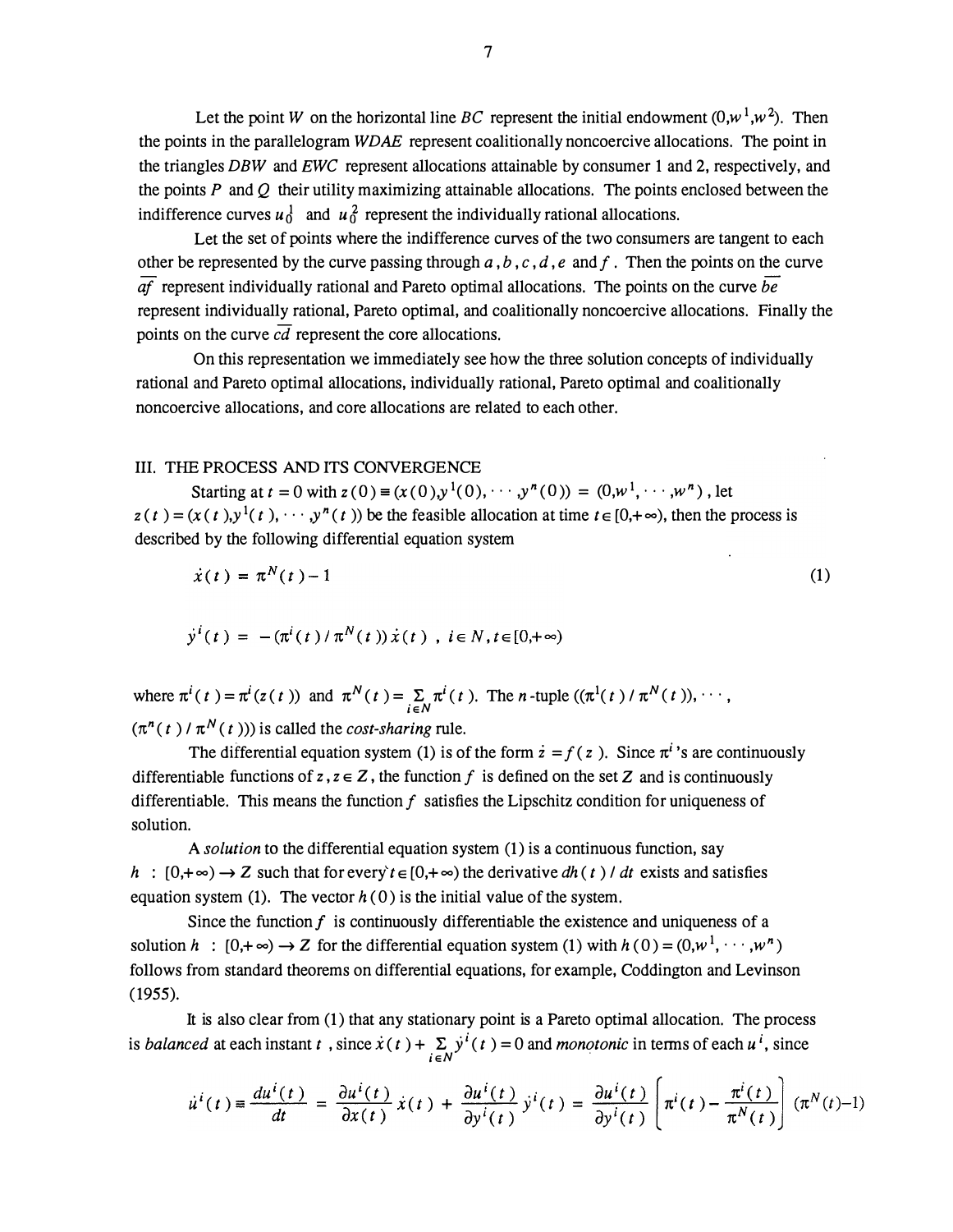Let the point $W$ on the horizontal line $BC$ represent the initial endowment $(0, w^1, w^2)$. Then the points in the parallelogram $WDAE$ represent coalitionally noncoercive allocations. The point in the triangles $DBW$ and $EWC$ represent allocations attainable by consumer 1 and 2, respectively, and the points $P$ and $Q$ their utility maximizing attainable allocations. The points enclosed between the indifference curves $u_0^1$ and $u_0^2$ represent the individually rational allocations.

Let the set of points where the indifference curves of the two consumers are tangent to each other be represented by the curve passing through $a, b, c, d, e$ and $f$. Then the points on the curve $\overline{af}$ represent individually rational and Pareto optimal allocations. The points on the curve $\overline{be}$ represent individually rational, Pareto optimal, and coalitionally noncoercive allocations. Finally the points on the curve $\overline{cd}$ represent the core allocations.

On this representation we immediately see how the three solution concepts of individually rational and Pareto optimal allocations, individually rational, Pareto optimal and coalitionally noncoercive allocations, and core allocations are related to each other.

## III. THE PROCESS AND ITS CONVERGENCE

Starting at $t = 0$ with $z(0) \equiv (x(0), y^1(0), \cdots, y^n(0)) = (0, w^1, \cdots, w^n)$, let $z(t) = (x(t), y^1(t), \cdots, y^n(t))$ be the feasible allocation at time $t \in [0, +\infty)$, then the process is described by the following differential equation system

$$\dot{x}(t) = \pi^N(t) - 1 \tag{1}$$

$$\dot{y}^i(t) = -(\pi^i(t) / \pi^N(t))\dot{x}(t), \quad i \in N, t \in [0, +\infty)$$

where $\pi^i(t) = \pi^i(z(t))$ and $\pi^N(t) = \sum_{i \in N} \pi^i(t)$. The $n$-tuple $((\pi^1(t) / \pi^N(t)), \cdots, (\pi^n(t) / \pi^N(t)))$ is called the *cost-sharing* rule.

The differential equation system (1) is of the form $\dot{z} = f(z)$. Since $\pi^i$'s are continuously differentiable functions of $z, z \in Z$, the function $f$ is defined on the set $Z$ and is continuously differentiable. This means the function $f$ satisfies the Lipschitz condition for uniqueness of solution.

A *solution* to the differential equation system (1) is a continuous function, say $h : [0, +\infty) \to Z$ such that for every $t \in [0, +\infty)$ the derivative $dh(t) / dt$ exists and satisfies equation system (1). The vector $h(0)$ is the initial value of the system.

Since the function $f$ is continuously differentiable the existence and uniqueness of a solution $h : [0, +\infty) \to Z$ for the differential equation system (1) with $h(0) = (0, w^1, \cdots, w^n)$ follows from standard theorems on differential equations, for example, Coddington and Levinson (1955).

It is also clear from (1) that any stationary point is a Pareto optimal allocation. The process is *balanced* at each instant $t$, since $\dot{x}(t) + \sum_{i \in N} \dot{y}^i(t) = 0$ and *monotonic* in terms of each $u^i$, since

$$\dot{u}^i(t) \equiv \frac{du^i(t)}{dt} = \frac{\partial u^i(t)}{\partial x(t)} \dot{x}(t) + \frac{\partial u^i(t)}{\partial y^i(t)} \dot{y}^i(t) = \frac{\partial u^i(t)}{\partial y^i(t)} \left[ \pi^i(t) - \frac{\pi^i(t)}{\pi^N(t)} \right] (\pi^N(t) - 1)$$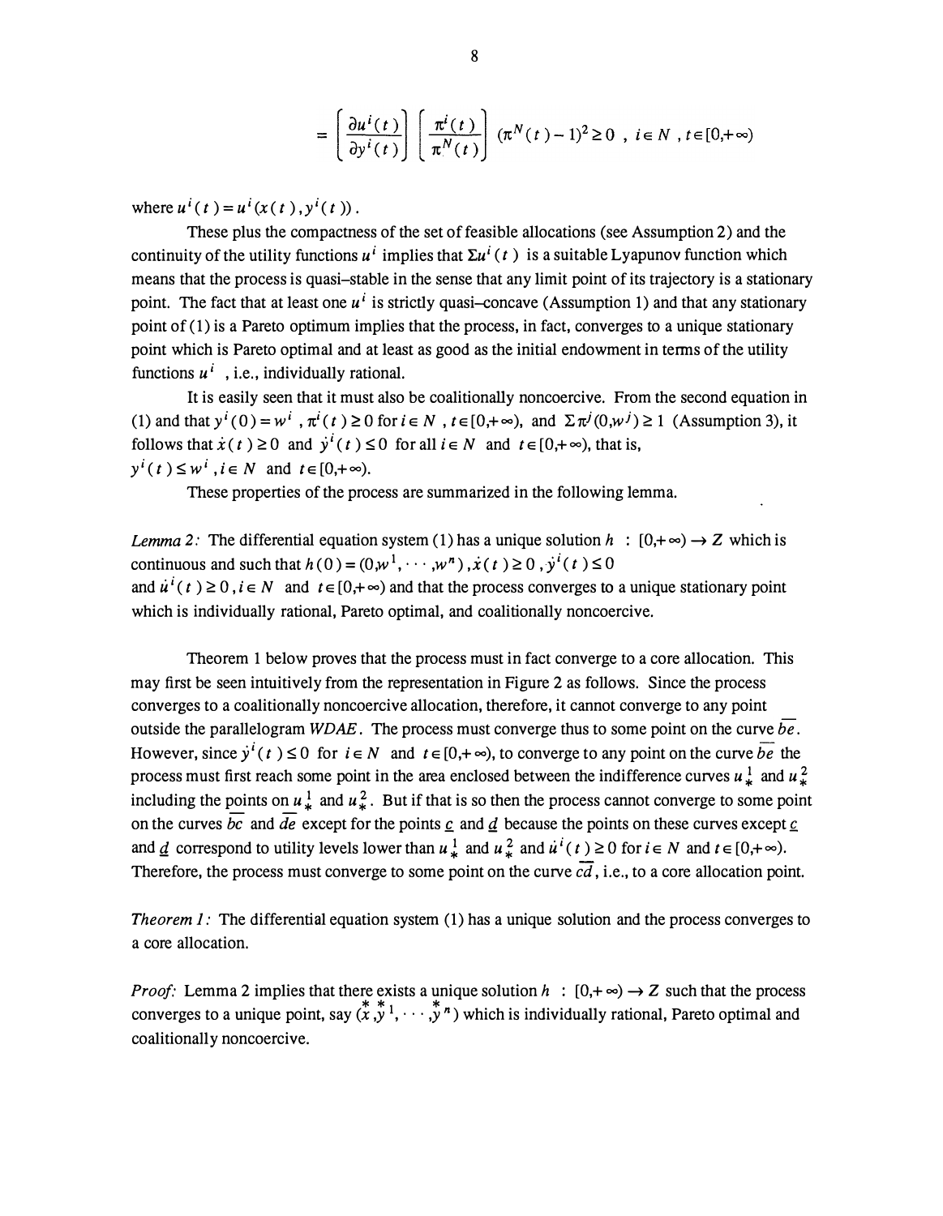$$= \left[\frac{\partial u^i(t)}{\partial y^i(t)}\right]\left[\frac{\pi^i(t)}{\pi^N(t)}\right](\pi^N(t)-1)^2 \geq 0 \ , \ i \in N \ , t \in [0,+\infty)$$

where $u^i(t) = u^i(x(t), y^i(t))$.

These plus the compactness of the set of feasible allocations (see Assumption 2) and the continuity of the utility functions $u^i$ implies that $\Sigma u^i(t)$ is a suitable Lyapunov function which means that the process is quasi–stable in the sense that any limit point of its trajectory is a stationary point. The fact that at least one $u^i$ is strictly quasi–concave (Assumption 1) and that any stationary point of (1) is a Pareto optimum implies that the process, in fact, converges to a unique stationary point which is Pareto optimal and at least as good as the initial endowment in terms of the utility functions $u^i$, i.e., individually rational.

It is easily seen that it must also be coalitionally noncoercive. From the second equation in (1) and that $y^i(0) = w^i$, $\pi^i(t) \geq 0$ for $i \in N$, $t \in [0,+\infty)$, and $\Sigma \pi^j(0,w^j) \geq 1$ (Assumption 3), it follows that $\dot{x}(t) \geq 0$ and $\dot{y}^i(t) \leq 0$ for all $i \in N$ and $t \in [0,+\infty)$, that is, $y^i(t) \leq w^i$, $i \in N$ and $t \in [0,+\infty)$.

These properties of the process are summarized in the following lemma.

*Lemma 2:* The differential equation system (1) has a unique solution $h : [0,+\infty) \to Z$ which is continuous and such that $h(0) = (0, w^1, \cdots, w^n)$, $\dot{x}(t) \geq 0$, $\dot{y}^i(t) \leq 0$ and $\dot{u}^i(t) \geq 0$, $i \in N$ and $t \in [0,+\infty)$ and that the process converges to a unique stationary point which is individually rational, Pareto optimal, and coalitionally noncoercive.

Theorem 1 below proves that the process must in fact converge to a core allocation. This may first be seen intuitively from the representation in Figure 2 as follows. Since the process converges to a coalitionally noncoercive allocation, therefore, it cannot converge to any point outside the parallelogram $WDAE$. The process must converge thus to some point on the curve $\overline{be}$. However, since $\dot{y}^i(t) \leq 0$ for $i \in N$ and $t \in [0,+\infty)$, to converge to any point on the curve $\overline{be}$ the process must first reach some point in the area enclosed between the indifference curves $u_*^1$ and $u_*^2$ including the points on $u_*^1$ and $u_*^2$. But if that is so then the process cannot converge to some point on the curves $\overline{bc}$ and $\overline{de}$ except for the points $\underline{c}$ and $\underline{d}$ because the points on these curves except $\underline{c}$ and $\underline{d}$ correspond to utility levels lower than $u_*^1$ and $u_*^2$ and $\dot{u}^i(t) \geq 0$ for $i \in N$ and $t \in [0,+\infty)$. Therefore, the process must converge to some point on the curve $\overline{cd}$, i.e., to a core allocation point.

*Theorem 1:* The differential equation system (1) has a unique solution and the process converges to a core allocation.

*Proof:* Lemma 2 implies that there exists a unique solution $h : [0,+\infty) \to Z$ such that the process converges to a unique point, say $(\overset{*}{x}, \overset{*}{y}{}^1, \cdots, \overset{*}{y}{}^n)$ which is individually rational, Pareto optimal and coalitionally noncoercive.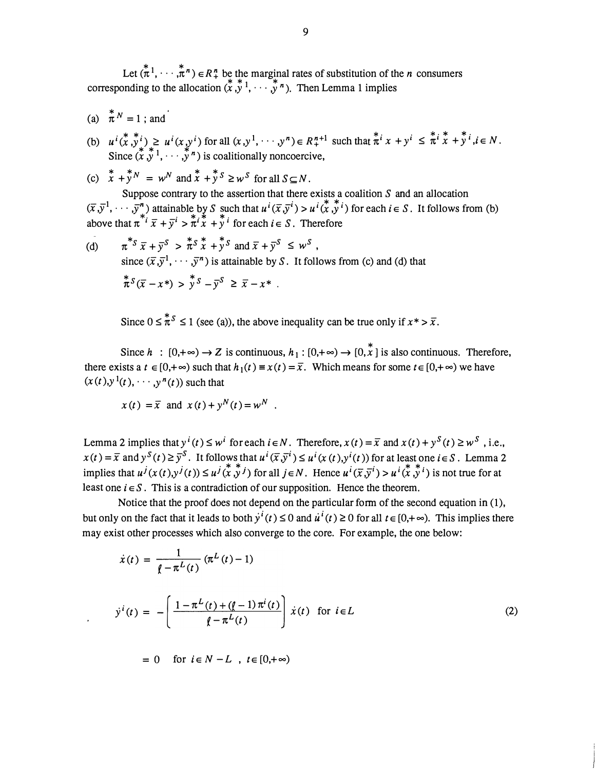Let $(\overset{*}{\pi}{}^1, \cdots, \overset{*}{\pi}{}^n) \in R_+^n$ be the marginal rates of substitution of the $n$ consumers corresponding to the allocation $(\overset{*}{x}, \overset{*}{y}{}^1, \cdots, \overset{*}{y}{}^n)$. Then Lemma 1 implies

(a) $\overset{*}{\pi}{}^N = 1$ ; and

(b) $u^i(\overset{*}{x}, \overset{*}{y}{}^i) \geq u^i(x, y^i)$ for all $(x, y^1, \cdots, y^n) \in R_+^{n+1}$ such that $\overset{*}{\pi}{}^i x + y^i \leq \overset{*}{\pi}{}^i \overset{*}{x} + \overset{*}{y}{}^i, i \in N$.
Since $(\overset{*}{x}, \overset{*}{y}{}^1, \cdots, \overset{*}{y}{}^n)$ is coalitionally noncoercive,

(c) $\overset{*}{x} + \overset{*}{y}{}^N = w^N$ and $\overset{*}{x} + \overset{*}{y}{}^S \geq w^S$ for all $S \subseteq N$.

Suppose contrary to the assertion that there exists a coalition $S$ and an allocation $(\bar{x}, \bar{y}^1, \cdots, \bar{y}^n)$ attainable by $S$ such that $u^i(\bar{x}, \bar{y}^i) > u^i(\overset{*}{x}, \overset{*}{y}{}^i)$ for each $i \in S$. It follows from (b) above that $\overset{*}{\pi}{}^i \bar{x} + \bar{y}^i > \overset{*}{\pi}{}^i \overset{*}{x} + \overset{*}{y}{}^i$ for each $i \in S$. Therefore

(d) $\overset{*}{\pi}{}^S \bar{x} + \bar{y}^S > \overset{*}{\pi}{}^S \overset{*}{x} + \overset{*}{y}{}^S$ and $\bar{x} + \bar{y}^S \leq w^S$ ,
since $(\bar{x}, \bar{y}^1, \cdots, \bar{y}^n)$ is attainable by $S$. It follows from (c) and (d) that

$$\overset{*}{\pi}{}^S(\bar{x} - x^*) > \overset{*}{y}{}^S - \bar{y}^S \geq \bar{x} - x^* .$$

Since $0 \leq \overset{*}{\pi}{}^S \leq 1$ (see (a)), the above inequality can be true only if $x^* > \bar{x}$.

Since $h : [0, +\infty) \to Z$ is continuous, $h_1 : [0, +\infty) \to [0, \overset{*}{x}]$ is also continuous. Therefore, there exists a $t \in [0, +\infty)$ such that $h_1(t) \equiv x(t) = \bar{x}$. Which means for some $t \in [0, +\infty)$ we have $(x(t), y^1(t), \cdots, y^n(t))$ such that

$$x(t) = \bar{x} \text{ and } x(t) + y^N(t) = w^N .$$

Lemma 2 implies that $y^i(t) \leq w^i$ for each $i \in N$. Therefore, $x(t) = \bar{x}$ and $x(t) + y^S(t) \geq w^S$ , i.e., $x(t) = \bar{x}$ and $y^S(t) \geq \bar{y}^S$. It follows that $u^i(\bar{x}, \bar{y}^i) \leq u^i(x(t), y^i(t))$ for at least one $i \in S$. Lemma 2 implies that $u^j(x(t), y^j(t)) \leq u^j(\overset{*}{x}, \overset{*}{y}{}^j)$ for all $j \in N$. Hence $u^i(\bar{x}, \bar{y}^i) > u^i(\overset{*}{x}, \overset{*}{y}{}^i)$ is not true for at least one $i \in S$. This is a contradiction of our supposition. Hence the theorem.

Notice that the proof does not depend on the particular form of the second equation in (1), but only on the fact that it leads to both $\dot{y}^i(t) \leq 0$ and $\dot{u}^i(t) \geq 0$ for all $t \in [0, +\infty)$. This implies there may exist other processes which also converge to the core. For example, the one below:

$$\dot{x}(t) = \frac{1}{\ell - \pi^L(t)} (\pi^L(t) - 1)$$

$$\dot{y}^i(t) = -\left[ \frac{1 - \pi^L(t) + (\ell - 1)\pi^i(t)}{\ell - \pi^L(t)} \right] \dot{x}(t) \quad \text{for } i \in L \tag{2}$$

$$= 0 \quad \text{for } i \in N - L \ , \ t \in [0, +\infty)$$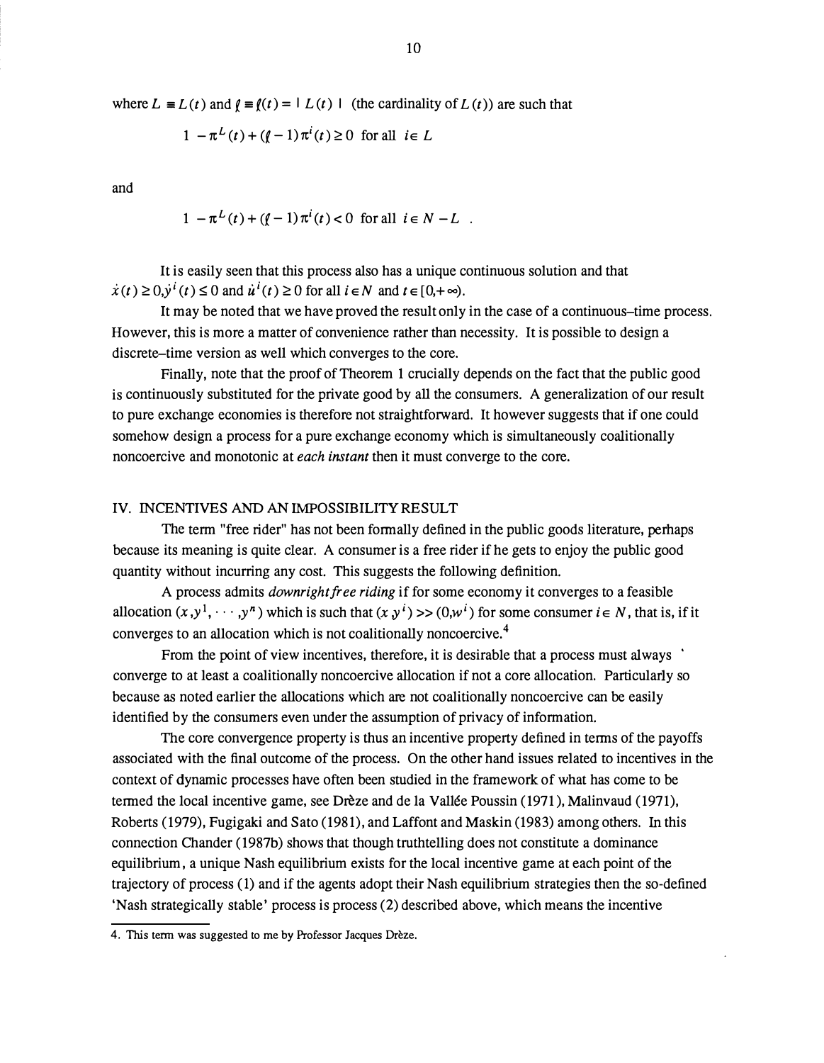where $L \equiv L(t)$ and $\ell \equiv \ell(t) = |L(t)|$ (the cardinality of $L(t)$) are such that

$$1 - \pi^L(t) + (\ell - 1)\pi^i(t) \geq 0 \text{ for all } i \in L$$

and

$$1 - \pi^L(t) + (\ell - 1)\pi^i(t) < 0 \text{ for all } i \in N - L \ .$$

It is easily seen that this process also has a unique continuous solution and that $\dot{x}(t) \geq 0, \dot{y}^i(t) \leq 0$ and $\dot{u}^i(t) \geq 0$ for all $i \in N$ and $t \in [0, +\infty)$.

It may be noted that we have proved the result only in the case of a continuous–time process. However, this is more a matter of convenience rather than necessity. It is possible to design a discrete–time version as well which converges to the core.

Finally, note that the proof of Theorem 1 crucially depends on the fact that the public good is continuously substituted for the private good by all the consumers. A generalization of our result to pure exchange economies is therefore not straightforward. It however suggests that if one could somehow design a process for a pure exchange economy which is simultaneously coalitionally noncoercive and monotonic at *each instant* then it must converge to the core.

## IV. INCENTIVES AND AN IMPOSSIBILITY RESULT

The term "free rider" has not been formally defined in the public goods literature, perhaps because its meaning is quite clear. A consumer is a free rider if he gets to enjoy the public good quantity without incurring any cost. This suggests the following definition.

A process admits *downright free riding* if for some economy it converges to a feasible allocation $(x, y^1, \cdots, y^n)$ which is such that $(x, y^i) >> (0, w^i)$ for some consumer $i \in N$, that is, if it converges to an allocation which is not coalitionally noncoercive.[4]

From the point of view incentives, therefore, it is desirable that a process must always converge to at least a coalitionally noncoercive allocation if not a core allocation. Particularly so because as noted earlier the allocations which are not coalitionally noncoercive can be easily identified by the consumers even under the assumption of privacy of information.

The core convergence property is thus an incentive property defined in terms of the payoffs associated with the final outcome of the process. On the other hand issues related to incentives in the context of dynamic processes have often been studied in the framework of what has come to be termed the local incentive game, see Drèze and de la Vallée Poussin (1971), Malinvaud (1971), Roberts (1979), Fugigaki and Sato (1981), and Laffont and Maskin (1983) among others. In this connection Chander (1987b) shows that though truthtelling does not constitute a dominance equilibrium, a unique Nash equilibrium exists for the local incentive game at each point of the trajectory of process (1) and if the agents adopt their Nash equilibrium strategies then the so-defined 'Nash strategically stable' process is process (2) described above, which means the incentive

4. This term was suggested to me by Professor Jacques Drèze.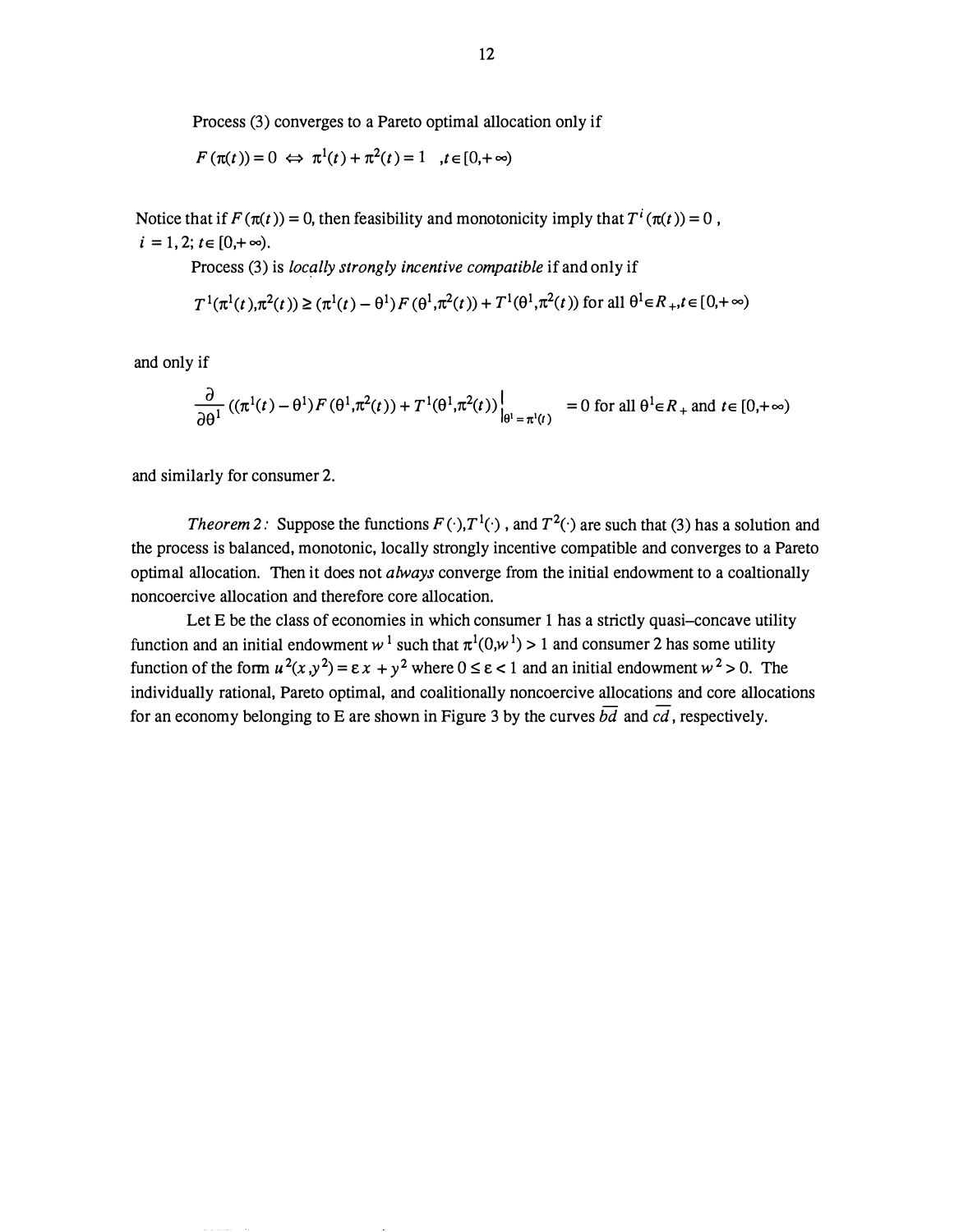Process (3) converges to a Pareto optimal allocation only if

$$F(\pi(t)) = 0 \Leftrightarrow \pi^1(t) + \pi^2(t) = 1 \quad ,t \in [0,+\infty)$$

Notice that if $F(\pi(t)) = 0$, then feasibility and monotonicity imply that $T^i(\pi(t)) = 0$, $i = 1, 2$; $t \in [0,+\infty)$.

Process (3) is *locally strongly incentive compatible* if and only if

$$T^1(\pi^1(t),\pi^2(t)) \geq (\pi^1(t) - \theta^1)F(\theta^1,\pi^2(t)) + T^1(\theta^1,\pi^2(t)) \text{ for all } \theta^1 \in R_+, t \in [0,+\infty)$$

and only if

$$\frac{\partial}{\partial \theta^1}((\pi^1(t) - \theta^1)F(\theta^1,\pi^2(t)) + T^1(\theta^1,\pi^2(t)))\Big|_{\theta^1 = \pi^1(t)} = 0 \text{ for all } \theta^1 \in R_+ \text{ and } t \in [0,+\infty)$$

and similarly for consumer 2.

*Theorem 2:* Suppose the functions $F(\cdot), T^1(\cdot)$, and $T^2(\cdot)$ are such that (3) has a solution and the process is balanced, monotonic, locally strongly incentive compatible and converges to a Pareto optimal allocation. Then it does not *always* converge from the initial endowment to a coaltionally noncoercive allocation and therefore core allocation.

Let E be the class of economies in which consumer 1 has a strictly quasi–concave utility function and an initial endowment $w^1$ such that $\pi^1(0,w^1) > 1$ and consumer 2 has some utility function of the form $u^2(x,y^2) = \varepsilon x + y^2$ where $0 \leq \varepsilon < 1$ and an initial endowment $w^2 > 0$. The individually rational, Pareto optimal, and coalitionally noncoercive allocations and core allocations for an economy belonging to E are shown in Figure 3 by the curves $\overline{bd}$ and $\overline{cd}$, respectively.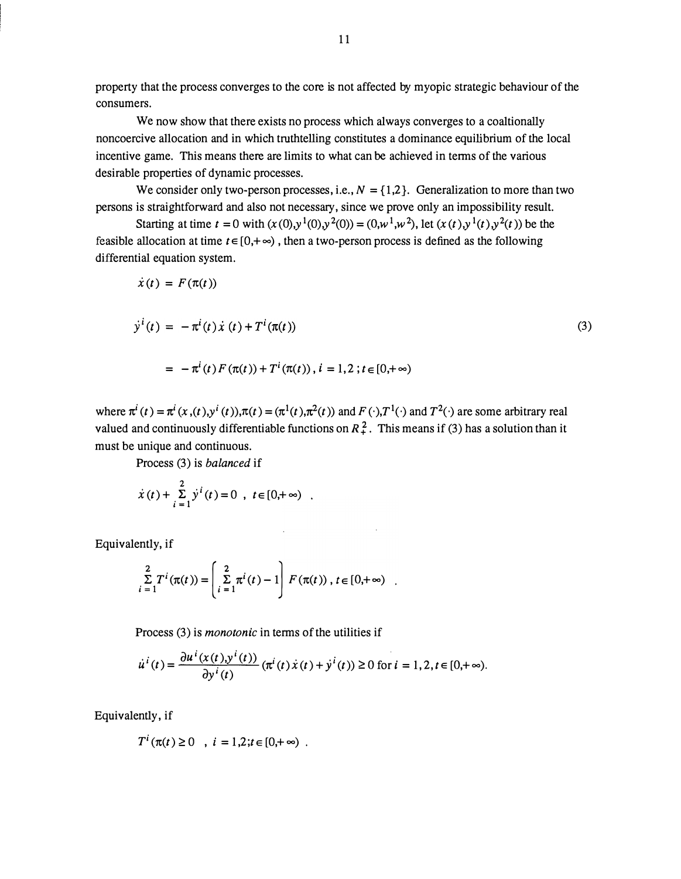property that the process converges to the core is not affected by myopic strategic behaviour of the consumers.

We now show that there exists no process which always converges to a coaltionally noncoercive allocation and in which truthtelling constitutes a dominance equilibrium of the local incentive game. This means there are limits to what can be achieved in terms of the various desirable properties of dynamic processes.

We consider only two-person processes, i.e., $N = \{1,2\}$. Generalization to more than two persons is straightforward and also not necessary, since we prove only an impossibility result.

Starting at time $t = 0$ with $(x(0), y^1(0), y^2(0)) = (0, w^1, w^2)$, let $(x(t), y^1(t), y^2(t))$ be the feasible allocation at time $t \in [0, +\infty)$, then a two-person process is defined as the following differential equation system.

$$
\begin{aligned}
\dot{x}(t) &= F(\pi(t)) \\
\dot{y}^i(t) &= -\pi^i(t)\dot{x}(t) + T^i(\pi(t)) \qquad\qquad (3) \\
&= -\pi^i(t)F(\pi(t)) + T^i(\pi(t)),\ i = 1,2\,;\, t \in [0, +\infty)
\end{aligned}
$$

where $\pi^i(t) = \pi^i(x,(t), y^i(t)), \pi(t) = (\pi^1(t), \pi^2(t))$ and $F(\cdot), T^1(\cdot)$ and $T^2(\cdot)$ are some arbitrary real valued and continuously differentiable functions on $R^2_+$. This means if (3) has a solution than it must be unique and continuous.

Process (3) is *balanced* if

$$
\dot{x}(t) + \sum_{i=1}^{2} \dot{y}^i(t) = 0 \;,\; t \in [0, +\infty) \;.
$$

Equivalently, if

$$
\sum_{i=1}^{2} T^i(\pi(t)) = \left[\sum_{i=1}^{2} \pi^i(t) - 1\right] F(\pi(t)) \,,\, t \in [0, +\infty) \;.
$$

Process (3) is *monotonic* in terms of the utilities if

$$
\dot{u}^i(t) = \frac{\partial u^i(x(t), y^i(t))}{\partial y^i(t)} (\pi^i(t)\dot{x}(t) + \dot{y}^i(t)) \geq 0 \text{ for } i = 1,2, t \in [0, +\infty).
$$

Equivalently, if

$$
T^i(\pi(t) \geq 0 \;\;,\; i = 1,2; t \in [0, +\infty) \;.
$$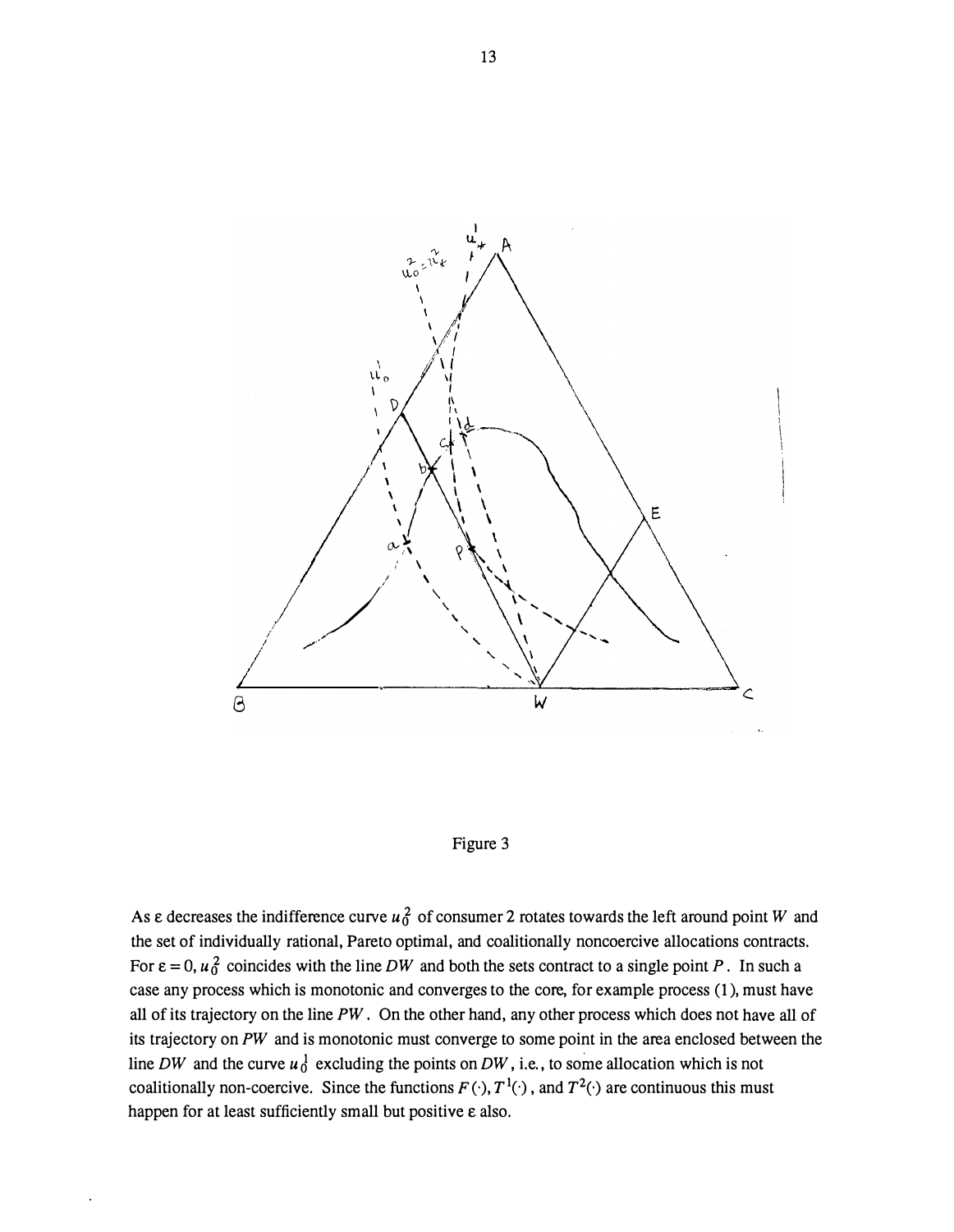Figure 3

As ε decreases the indifference curve $u_0^2$ of consumer 2 rotates towards the left around point $W$ and the set of individually rational, Pareto optimal, and coalitionally noncoercive allocations contracts. For $\varepsilon = 0$, $u_0^2$ coincides with the line $DW$ and both the sets contract to a single point $P$. In such a case any process which is monotonic and converges to the core, for example process (1), must have all of its trajectory on the line $PW$. On the other hand, any other process which does not have all of its trajectory on $PW$ and is monotonic must converge to some point in the area enclosed between the line $DW$ and the curve $u_0^1$ excluding the points on $DW$, i.e., to some allocation which is not coalitionally non-coercive. Since the functions $F(\cdot), T^1(\cdot)$, and $T^2(\cdot)$ are continuous this must happen for at least sufficiently small but positive ε also.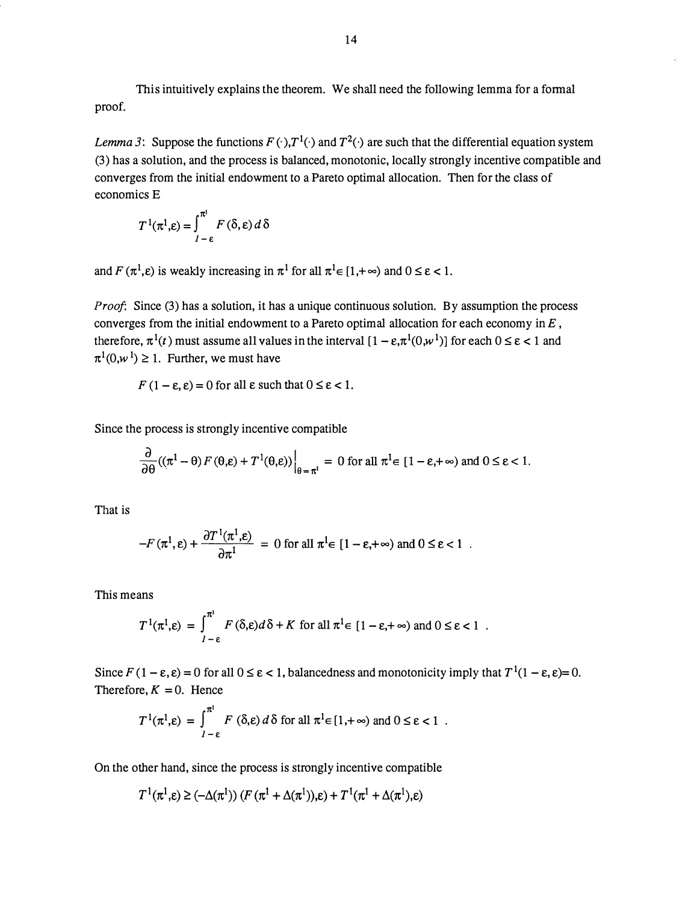This intuitively explains the theorem. We shall need the following lemma for a formal proof.

*Lemma 3*: Suppose the functions $F(\cdot), T^1(\cdot)$ and $T^2(\cdot)$ are such that the differential equation system (3) has a solution, and the process is balanced, monotonic, locally strongly incentive compatible and converges from the initial endowment to a Pareto optimal allocation. Then for the class of economics E

$$T^1(\pi^1, \varepsilon) = \int_{1-\varepsilon}^{\pi^1} F(\delta, \varepsilon)\, d\delta$$

and $F(\pi^1, \varepsilon)$ is weakly increasing in $\pi^1$ for all $\pi^1 \in [1, +\infty)$ and $0 \le \varepsilon < 1$.

*Proof*: Since (3) has a solution, it has a unique continuous solution. By assumption the process converges from the initial endowment to a Pareto optimal allocation for each economy in $E$, therefore, $\pi^1(t)$ must assume all values in the interval $[1 - \varepsilon, \pi^1(0, w^1)]$ for each $0 \le \varepsilon < 1$ and $\pi^1(0, w^1) \ge 1$. Further, we must have

$$F(1 - \varepsilon, \varepsilon) = 0 \text{ for all } \varepsilon \text{ such that } 0 \le \varepsilon < 1.$$

Since the process is strongly incentive compatible

$$\frac{\partial}{\partial \theta}\left((\pi^1 - \theta) F(\theta, \varepsilon) + T^1(\theta, \varepsilon)\right)\Big|_{\theta = \pi^1} = 0 \text{ for all } \pi^1 \in [1 - \varepsilon, +\infty) \text{ and } 0 \le \varepsilon < 1.$$

That is

$$-F(\pi^1, \varepsilon) + \frac{\partial T^1(\pi^1, \varepsilon)}{\partial \pi^1} = 0 \text{ for all } \pi^1 \in [1 - \varepsilon, +\infty) \text{ and } 0 \le \varepsilon < 1 \; .$$

This means

$$T^1(\pi^1, \varepsilon) = \int_{1-\varepsilon}^{\pi^1} F(\delta, \varepsilon) d\delta + K \text{ for all } \pi^1 \in [1 - \varepsilon, +\infty) \text{ and } 0 \le \varepsilon < 1 \; .$$

Since $F(1 - \varepsilon, \varepsilon) = 0$ for all $0 \le \varepsilon < 1$, balancedness and monotonicity imply that $T^1(1 - \varepsilon, \varepsilon) = 0$. Therefore, $K = 0$. Hence

$$T^1(\pi^1, \varepsilon) = \int_{1-\varepsilon}^{\pi^1} F(\delta, \varepsilon)\, d\delta \text{ for all } \pi^1 \in [1, +\infty) \text{ and } 0 \le \varepsilon < 1 \; .$$

On the other hand, since the process is strongly incentive compatible

$$T^1(\pi^1, \varepsilon) \ge (-\Delta(\pi^1))\,(F(\pi^1 + \Delta(\pi^1)), \varepsilon) + T^1(\pi^1 + \Delta(\pi^1), \varepsilon)$$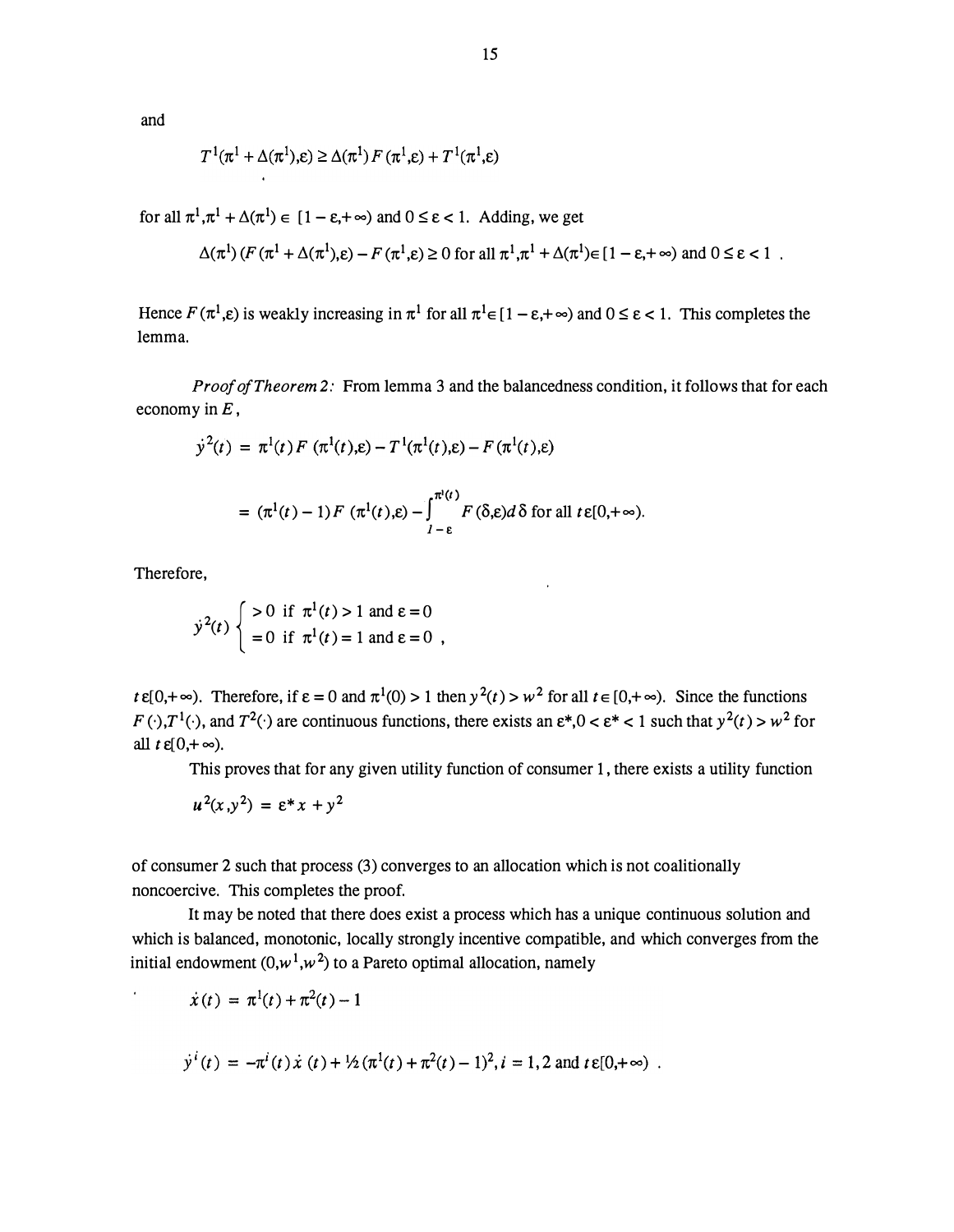and

$$T^1(\pi^1 + \Delta(\pi^1),\varepsilon) \geq \Delta(\pi^1) F(\pi^1,\varepsilon) + T^1(\pi^1,\varepsilon)$$

for all $\pi^1, \pi^1 + \Delta(\pi^1) \in [1-\varepsilon, +\infty)$ and $0 \leq \varepsilon < 1$. Adding, we get

$$\Delta(\pi^1)\,(F(\pi^1 + \Delta(\pi^1),\varepsilon) - F(\pi^1,\varepsilon) \geq 0 \text{ for all } \pi^1, \pi^1 + \Delta(\pi^1) \in [1-\varepsilon, +\infty) \text{ and } 0 \leq \varepsilon < 1 \ .$$

Hence $F(\pi^1,\varepsilon)$ is weakly increasing in $\pi^1$ for all $\pi^1 \in [1-\varepsilon, +\infty)$ and $0 \leq \varepsilon < 1$. This completes the lemma.

*Proof of Theorem 2:* From lemma 3 and the balancedness condition, it follows that for each economy in $E$,

$$\begin{aligned} \dot{y}^2(t) &= \pi^1(t) F(\pi^1(t),\varepsilon) - T^1(\pi^1(t),\varepsilon) - F(\pi^1(t),\varepsilon) \\ &= (\pi^1(t) - 1) F(\pi^1(t),\varepsilon) - \int_{1-\varepsilon}^{\pi^1(t)} F(\delta,\varepsilon) d\delta \text{ for all } t \in [0,+\infty). \end{aligned}$$

Therefore,

$$\dot{y}^2(t) \begin{cases} > 0 \text{ if } \pi^1(t) > 1 \text{ and } \varepsilon = 0 \\ = 0 \text{ if } \pi^1(t) = 1 \text{ and } \varepsilon = 0 \ , \end{cases}$$

$t \in [0,+\infty)$. Therefore, if $\varepsilon = 0$ and $\pi^1(0) > 1$ then $y^2(t) > w^2$ for all $t \in [0,+\infty)$. Since the functions $F(\cdot), T^1(\cdot)$, and $T^2(\cdot)$ are continuous functions, there exists an $\varepsilon^*, 0 < \varepsilon^* < 1$ such that $y^2(t) > w^2$ for all $t \in [0,+\infty)$.

This proves that for any given utility function of consumer 1, there exists a utility function

$$u^2(x,y^2) = \varepsilon^* x + y^2$$

of consumer 2 such that process (3) converges to an allocation which is not coalitionally noncoercive. This completes the proof.

It may be noted that there does exist a process which has a unique continuous solution and which is balanced, monotonic, locally strongly incentive compatible, and which converges from the initial endowment $(0,w^1,w^2)$ to a Pareto optimal allocation, namely

$$\dot{x}(t) = \pi^1(t) + \pi^2(t) - 1$$

$$\dot{y}^i(t) = -\pi^i(t)\dot{x}(t) + \tfrac{1}{2}(\pi^1(t) + \pi^2(t) - 1)^2, i = 1,2 \text{ and } t \in [0,+\infty) \ .$$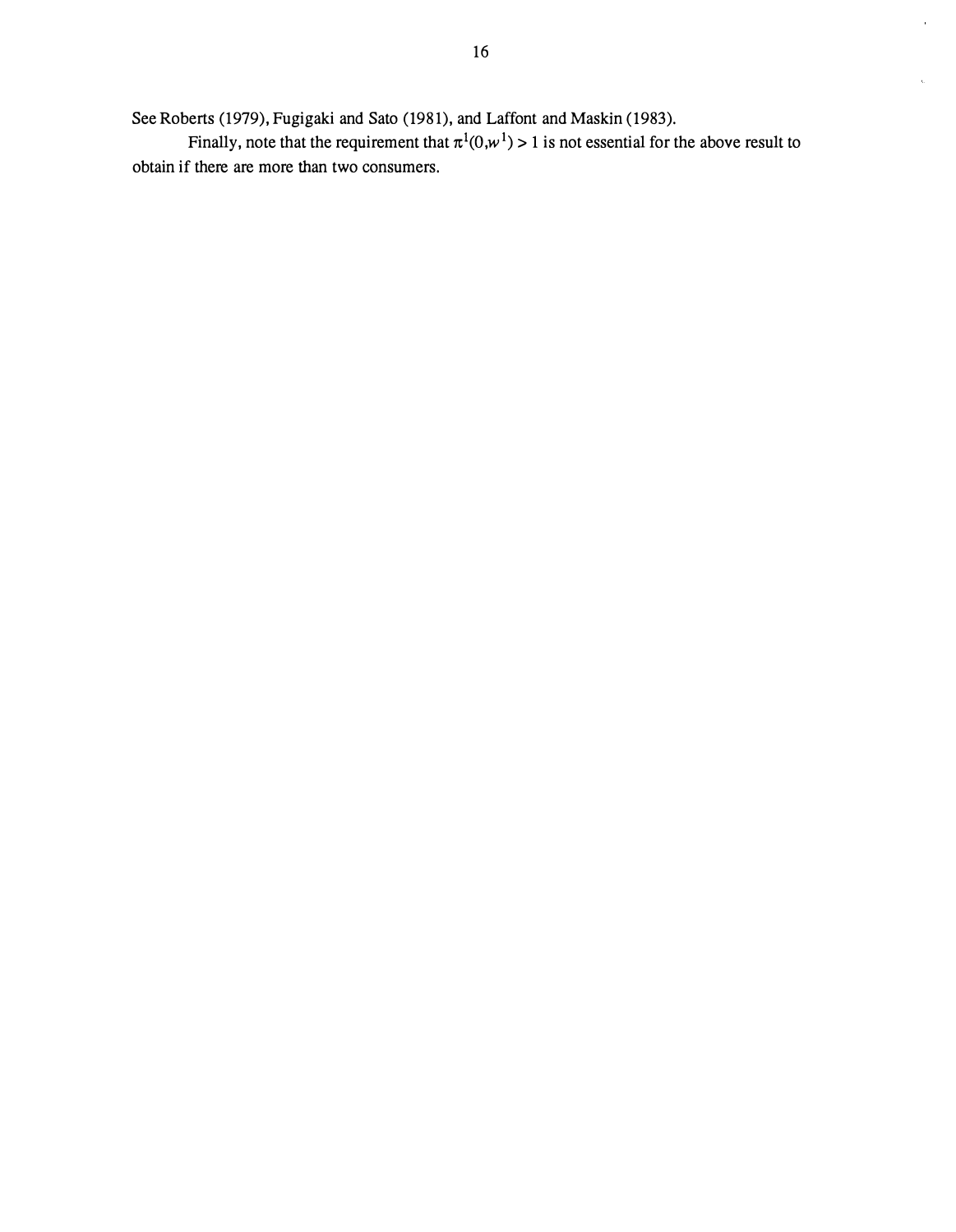See Roberts (1979), Fugigaki and Sato (1981), and Laffont and Maskin (1983).

Finally, note that the requirement that $\pi^1(0,w^1) > 1$ is not essential for the above result to obtain if there are more than two consumers.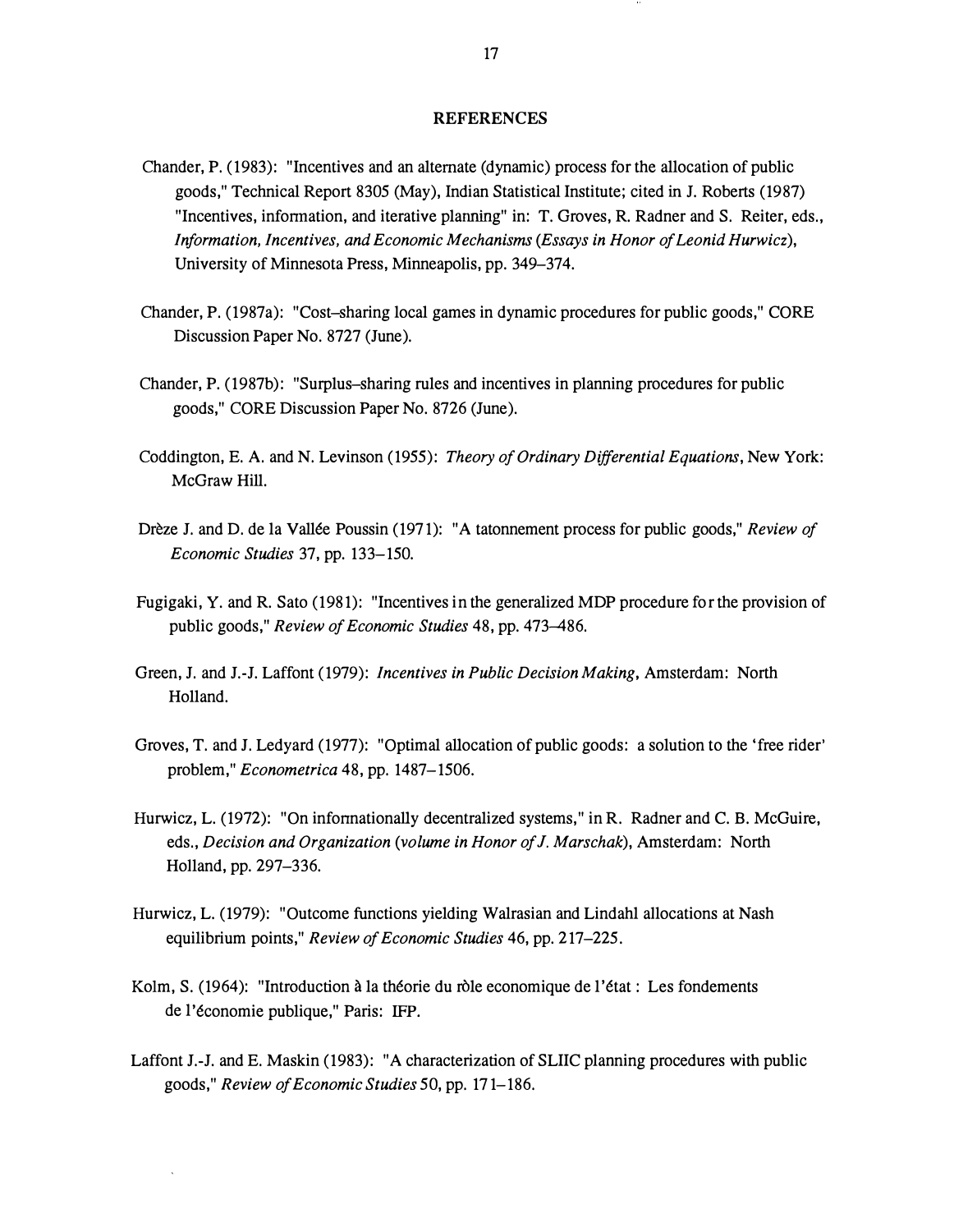## REFERENCES

Chander, P. (1983): "Incentives and an alternate (dynamic) process for the allocation of public goods," Technical Report 8305 (May), Indian Statistical Institute; cited in J. Roberts (1987) "Incentives, information, and iterative planning" in: T. Groves, R. Radner and S. Reiter, eds., *Information, Incentives, and Economic Mechanisms (Essays in Honor of Leonid Hurwicz)*, University of Minnesota Press, Minneapolis, pp. 349–374.

Chander, P. (1987a): "Cost–sharing local games in dynamic procedures for public goods," CORE Discussion Paper No. 8727 (June).

Chander, P. (1987b): "Surplus–sharing rules and incentives in planning procedures for public goods," CORE Discussion Paper No. 8726 (June).

Coddington, E. A. and N. Levinson (1955): *Theory of Ordinary Differential Equations*, New York: McGraw Hill.

Drèze J. and D. de la Vallée Poussin (1971): "A tatonnement process for public goods," *Review of Economic Studies* 37, pp. 133–150.

Fugigaki, Y. and R. Sato (1981): "Incentives in the generalized MDP procedure for the provision of public goods," *Review of Economic Studies* 48, pp. 473–486.

Green, J. and J.-J. Laffont (1979): *Incentives in Public Decision Making*, Amsterdam: North Holland.

Groves, T. and J. Ledyard (1977): "Optimal allocation of public goods: a solution to the 'free rider' problem," *Econometrica* 48, pp. 1487–1506.

Hurwicz, L. (1972): "On informationally decentralized systems," in R. Radner and C. B. McGuire, eds., *Decision and Organization (volume in Honor of J. Marschak)*, Amsterdam: North Holland, pp. 297–336.

Hurwicz, L. (1979): "Outcome functions yielding Walrasian and Lindahl allocations at Nash equilibrium points," *Review of Economic Studies* 46, pp. 217–225.

Kolm, S. (1964): "Introduction à la théorie du rôle economique de l'état : Les fondements de l'économie publique," Paris: IFP.

Laffont J.-J. and E. Maskin (1983): "A characterization of SLIIC planning procedures with public goods," *Review of Economic Studies* 50, pp. 171–186.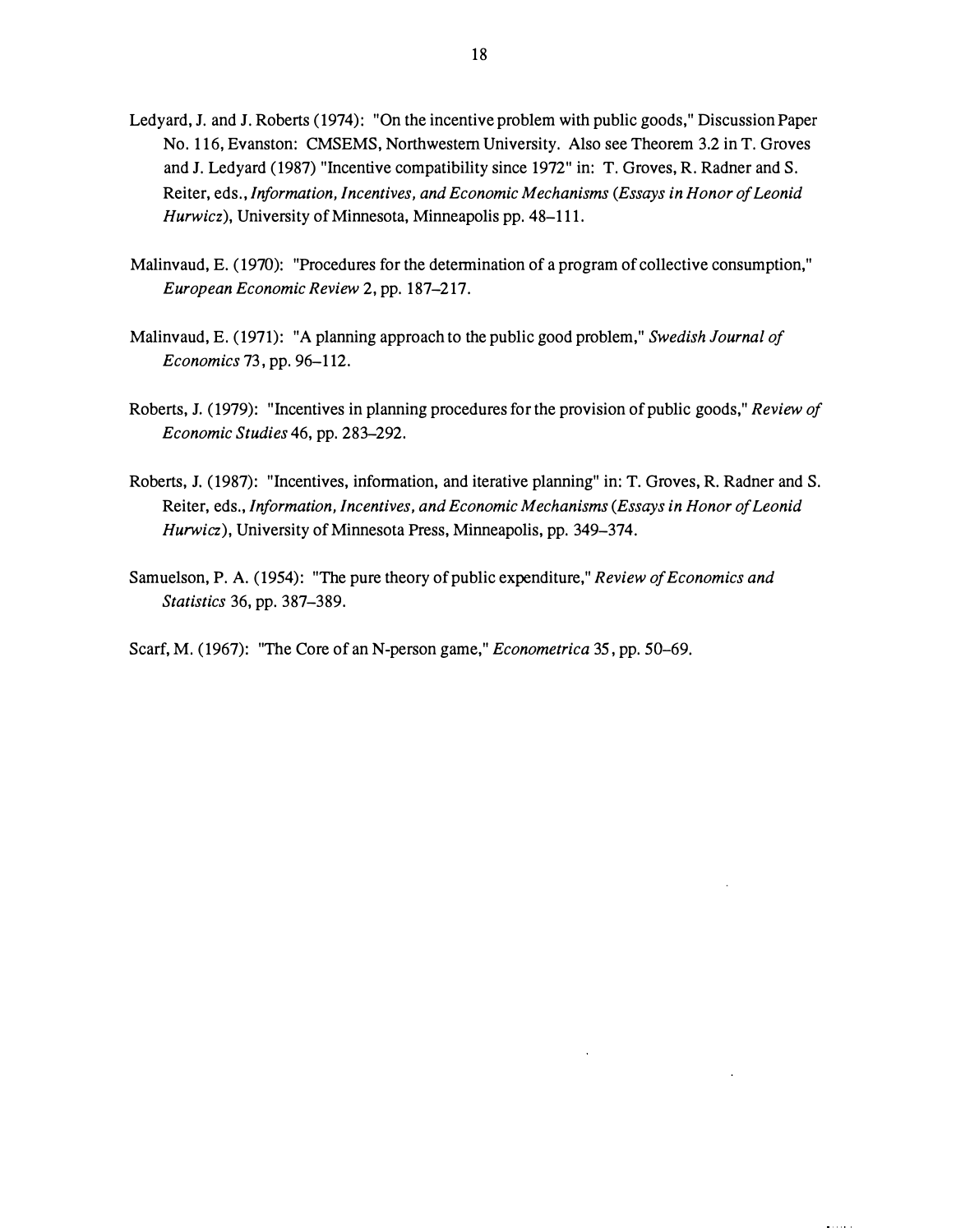Ledyard, J. and J. Roberts (1974): "On the incentive problem with public goods," Discussion Paper No. 116, Evanston: CMSEMS, Northwestern University. Also see Theorem 3.2 in T. Groves and J. Ledyard (1987) "Incentive compatibility since 1972" in: T. Groves, R. Radner and S. Reiter, eds., *Information, Incentives, and Economic Mechanisms (Essays in Honor of Leonid Hurwicz)*, University of Minnesota, Minneapolis pp. 48–111.

Malinvaud, E. (1970): "Procedures for the determination of a program of collective consumption," *European Economic Review* 2, pp. 187–217.

Malinvaud, E. (1971): "A planning approach to the public good problem," *Swedish Journal of Economics* 73, pp. 96–112.

Roberts, J. (1979): "Incentives in planning procedures for the provision of public goods," *Review of Economic Studies* 46, pp. 283–292.

Roberts, J. (1987): "Incentives, information, and iterative planning" in: T. Groves, R. Radner and S. Reiter, eds., *Information, Incentives, and Economic Mechanisms (Essays in Honor of Leonid Hurwicz)*, University of Minnesota Press, Minneapolis, pp. 349–374.

Samuelson, P. A. (1954): "The pure theory of public expenditure," *Review of Economics and Statistics* 36, pp. 387–389.

Scarf, M. (1967): "The Core of an N-person game," *Econometrica* 35, pp. 50–69.